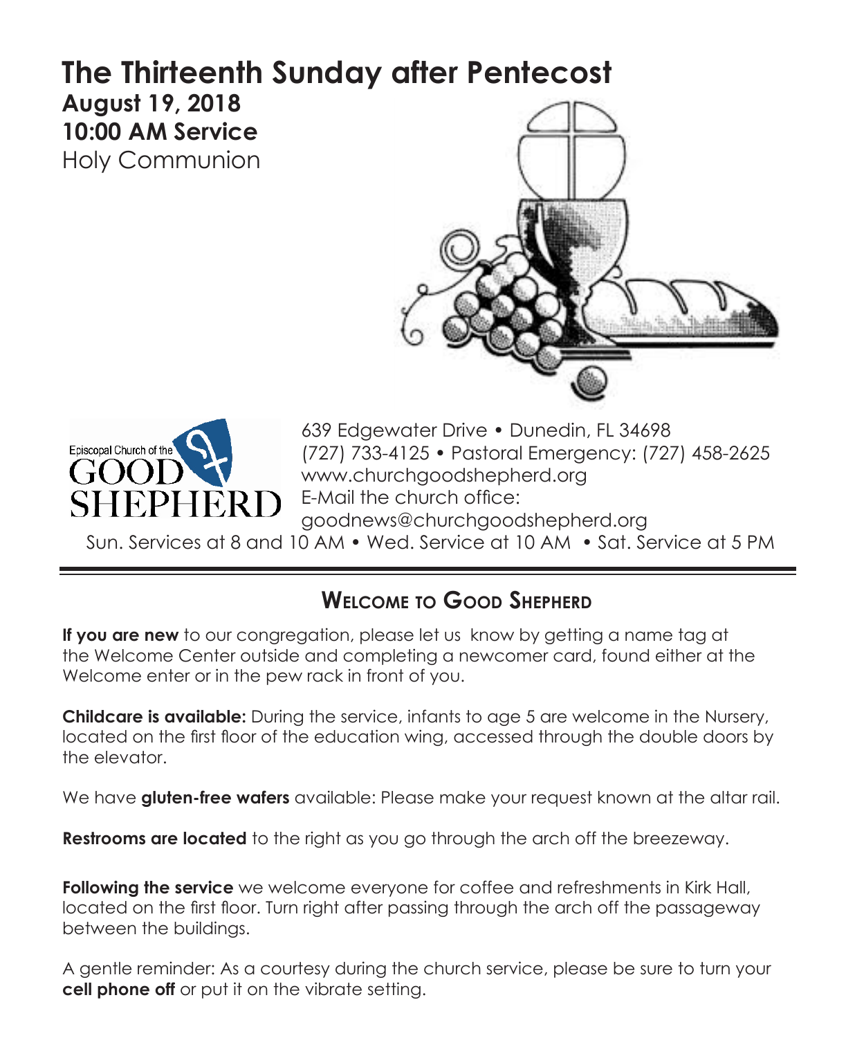# The Thirteenth Sunday after Pentecost

**August 19, 2018**

**10:00 AM Service**

Holy Communion

Episcopal Church of the GOOD SHEPHERD

639 Edgewater Drive • Dunedin, FL 34698
(727) 733-4125 • Pastoral Emergency: (727) 458-2625
www.churchgoodshepherd.org
E-Mail the church office:
goodnews@churchgoodshepherd.org

Sun. Services at 8 and 10 AM • Wed. Service at 10 AM • Sat. Service at 5 PM

---

## Welcome to Good Shepherd

**If you are new** to our congregation, please let us know by getting a name tag at the Welcome Center outside and completing a newcomer card, found either at the Welcome enter or in the pew rack in front of you.

**Childcare is available:** During the service, infants to age 5 are welcome in the Nursery, located on the first floor of the education wing, accessed through the double doors by the elevator.

We have **gluten-free wafers** available: Please make your request known at the altar rail.

**Restrooms are located** to the right as you go through the arch off the breezeway.

**Following the service** we welcome everyone for coffee and refreshments in Kirk Hall, located on the first floor. Turn right after passing through the arch off the passageway between the buildings.

A gentle reminder: As a courtesy during the church service, please be sure to turn your **cell phone off** or put it on the vibrate setting.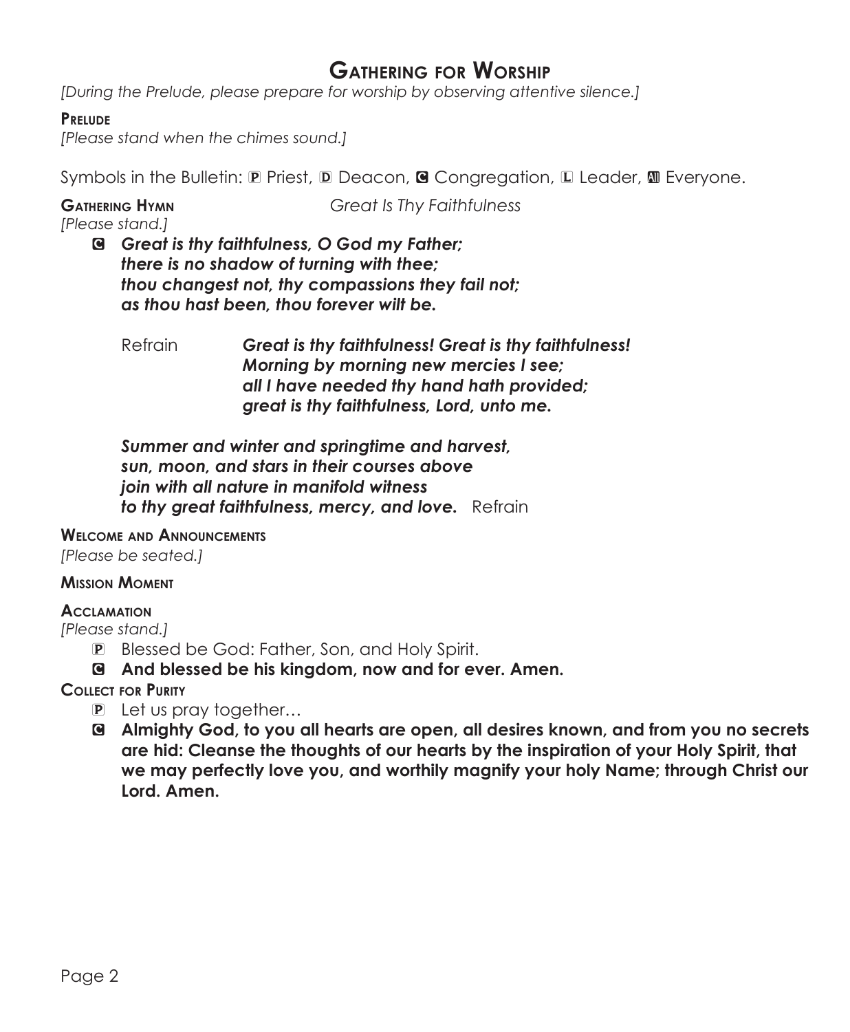# Gathering for Worship

*[During the Prelude, please prepare for worship by observing attentive silence.]*

**Prelude**

*[Please stand when the chimes sound.]*

Symbols in the Bulletin: P Priest, D Deacon, C Congregation, L Leader, All Everyone.

**Gathering Hymn** *Great Is Thy Faithfulness*

*[Please stand.]*

C ***Great is thy faithfulness, O God my Father;***
***there is no shadow of turning with thee;***
***thou changest not, thy compassions they fail not;***
***as thou hast been, thou forever wilt be.***

Refrain ***Great is thy faithfulness! Great is thy faithfulness!***
***Morning by morning new mercies I see;***
***all I have needed thy hand hath provided;***
***great is thy faithfulness, Lord, unto me.***

***Summer and winter and springtime and harvest,***
***sun, moon, and stars in their courses above***
***join with all nature in manifold witness***
***to thy great faithfulness, mercy, and love.*** Refrain

**Welcome and Announcements**

*[Please be seated.]*

**Mission Moment**

**Acclamation**

*[Please stand.]*

P Blessed be God: Father, Son, and Holy Spirit.

C **And blessed be his kingdom, now and for ever. Amen.**

**Collect for Purity**

P Let us pray together…

C **Almighty God, to you all hearts are open, all desires known, and from you no secrets are hid: Cleanse the thoughts of our hearts by the inspiration of your Holy Spirit, that we may perfectly love you, and worthily magnify your holy Name; through Christ our Lord. Amen.**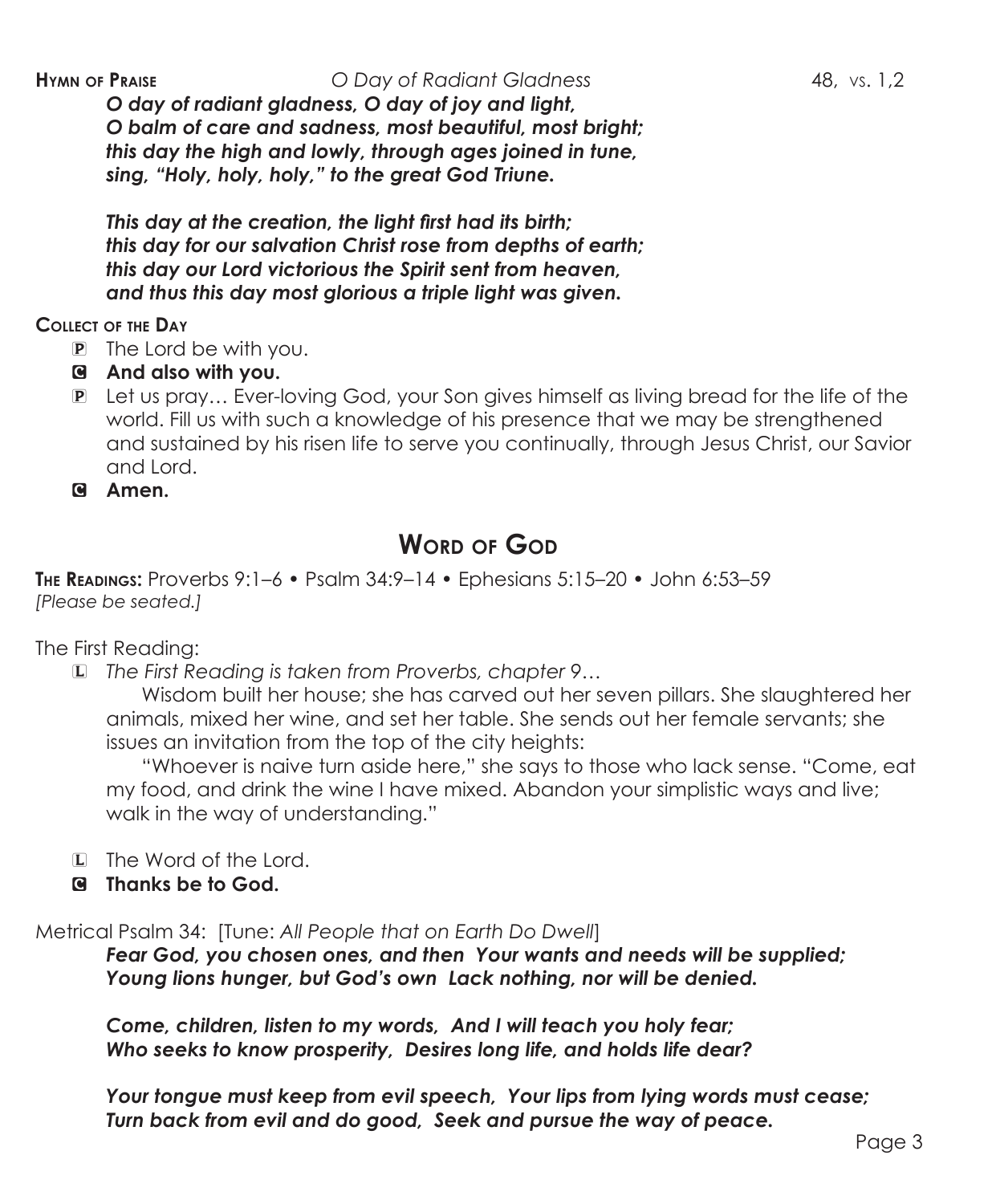**Hymn of Praise** *O Day of Radiant Gladness* 48, vs. 1,2

***O day of radiant gladness, O day of joy and light,***
***O balm of care and sadness, most beautiful, most bright;***
***this day the high and lowly, through ages joined in tune,***
***sing, "Holy, holy, holy," to the great God Triune.***

***This day at the creation, the light first had its birth;***
***this day for our salvation Christ rose from depths of earth;***
***this day our Lord victorious the Spirit sent from heaven,***
***and thus this day most glorious a triple light was given.***

**Collect of the Day**

P The Lord be with you.

**C And also with you.**

P Let us pray… Ever-loving God, your Son gives himself as living bread for the life of the world. Fill us with such a knowledge of his presence that we may be strengthened and sustained by his risen life to serve you continually, through Jesus Christ, our Savior and Lord.

**C Amen.**

## Word of God

**The Readings:** Proverbs 9:1–6 • Psalm 34:9–14 • Ephesians 5:15–20 • John 6:53–59
*[Please be seated.]*

The First Reading:

L *The First Reading is taken from Proverbs, chapter 9…*

Wisdom built her house; she has carved out her seven pillars. She slaughtered her animals, mixed her wine, and set her table. She sends out her female servants; she issues an invitation from the top of the city heights:

"Whoever is naive turn aside here," she says to those who lack sense. "Come, eat my food, and drink the wine I have mixed. Abandon your simplistic ways and live; walk in the way of understanding."

L The Word of the Lord.

**C Thanks be to God.**

Metrical Psalm 34: [Tune: *All People that on Earth Do Dwell*]

***Fear God, you chosen ones, and then Your wants and needs will be supplied;***
***Young lions hunger, but God's own Lack nothing, nor will be denied.***

***Come, children, listen to my words, And I will teach you holy fear;***
***Who seeks to know prosperity, Desires long life, and holds life dear?***

***Your tongue must keep from evil speech, Your lips from lying words must cease;***
***Turn back from evil and do good, Seek and pursue the way of peace.***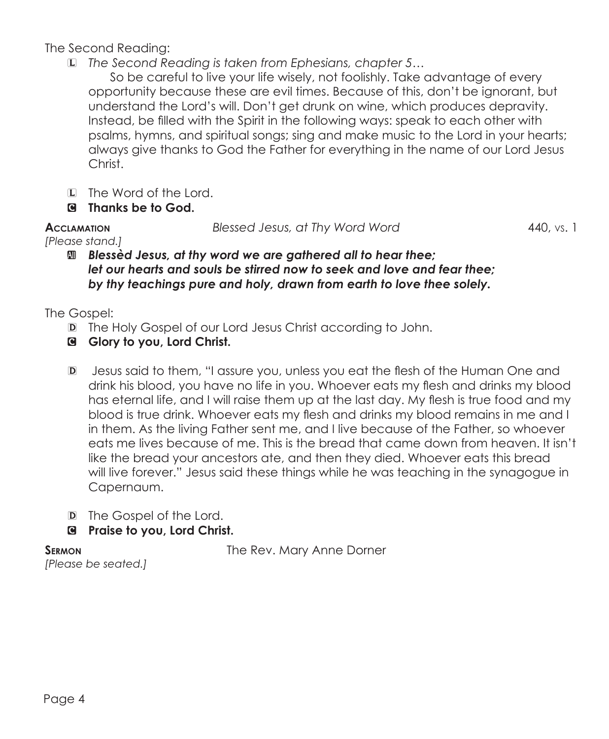The Second Reading:

L *The Second Reading is taken from Ephesians, chapter 5…*

So be careful to live your life wisely, not foolishly. Take advantage of every opportunity because these are evil times. Because of this, don't be ignorant, but understand the Lord's will. Don't get drunk on wine, which produces depravity. Instead, be filled with the Spirit in the following ways: speak to each other with psalms, hymns, and spiritual songs; sing and make music to the Lord in your hearts; always give thanks to God the Father for everything in the name of our Lord Jesus Christ.

L The Word of the Lord.

C **Thanks be to God.**

**Acclamation** *Blessed Jesus, at Thy Word Word* 440, vs. 1

*[Please stand.]*

All ***Blessèd Jesus, at thy word we are gathered all to hear thee; let our hearts and souls be stirred now to seek and love and fear thee; by thy teachings pure and holy, drawn from earth to love thee solely.***

The Gospel:

D The Holy Gospel of our Lord Jesus Christ according to John.

C **Glory to you, Lord Christ.**

D Jesus said to them, "I assure you, unless you eat the flesh of the Human One and drink his blood, you have no life in you. Whoever eats my flesh and drinks my blood has eternal life, and I will raise them up at the last day. My flesh is true food and my blood is true drink. Whoever eats my flesh and drinks my blood remains in me and I in them. As the living Father sent me, and I live because of the Father, so whoever eats me lives because of me. This is the bread that came down from heaven. It isn't like the bread your ancestors ate, and then they died. Whoever eats this bread will live forever." Jesus said these things while he was teaching in the synagogue in Capernaum.

D The Gospel of the Lord.

C **Praise to you, Lord Christ.**

**Sermon** The Rev. Mary Anne Dorner

*[Please be seated.]*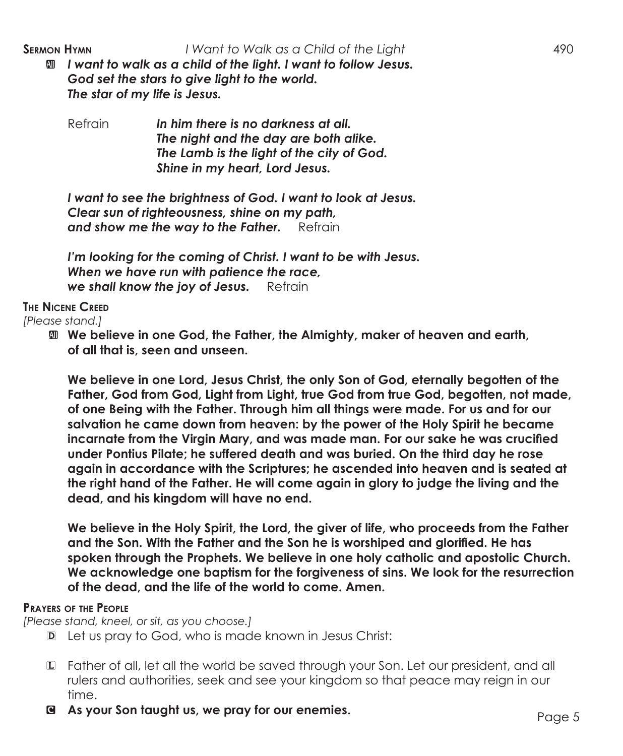**Sermon Hymn** *I Want to Walk as a Child of the Light* 490

All ***I want to walk as a child of the light. I want to follow Jesus. God set the stars to give light to the world. The star of my life is Jesus.***

Refrain ***In him there is no darkness at all. The night and the day are both alike. The Lamb is the light of the city of God. Shine in my heart, Lord Jesus.***

***I want to see the brightness of God. I want to look at Jesus. Clear sun of righteousness, shine on my path, and show me the way to the Father.*** Refrain

***I'm looking for the coming of Christ. I want to be with Jesus. When we have run with patience the race, we shall know the joy of Jesus.*** Refrain

**The Nicene Creed**

*[Please stand.]*

All **We believe in one God, the Father, the Almighty, maker of heaven and earth, of all that is, seen and unseen.**

**We believe in one Lord, Jesus Christ, the only Son of God, eternally begotten of the Father, God from God, Light from Light, true God from true God, begotten, not made, of one Being with the Father. Through him all things were made. For us and for our salvation he came down from heaven: by the power of the Holy Spirit he became incarnate from the Virgin Mary, and was made man. For our sake he was crucified under Pontius Pilate; he suffered death and was buried. On the third day he rose again in accordance with the Scriptures; he ascended into heaven and is seated at the right hand of the Father. He will come again in glory to judge the living and the dead, and his kingdom will have no end.**

**We believe in the Holy Spirit, the Lord, the giver of life, who proceeds from the Father and the Son. With the Father and the Son he is worshiped and glorified. He has spoken through the Prophets. We believe in one holy catholic and apostolic Church. We acknowledge one baptism for the forgiveness of sins. We look for the resurrection of the dead, and the life of the world to come. Amen.**

**Prayers of the People**

*[Please stand, kneel, or sit, as you choose.]*

D Let us pray to God, who is made known in Jesus Christ:

L Father of all, let all the world be saved through your Son. Let our president, and all rulers and authorities, seek and see your kingdom so that peace may reign in our time.

C **As your Son taught us, we pray for our enemies.**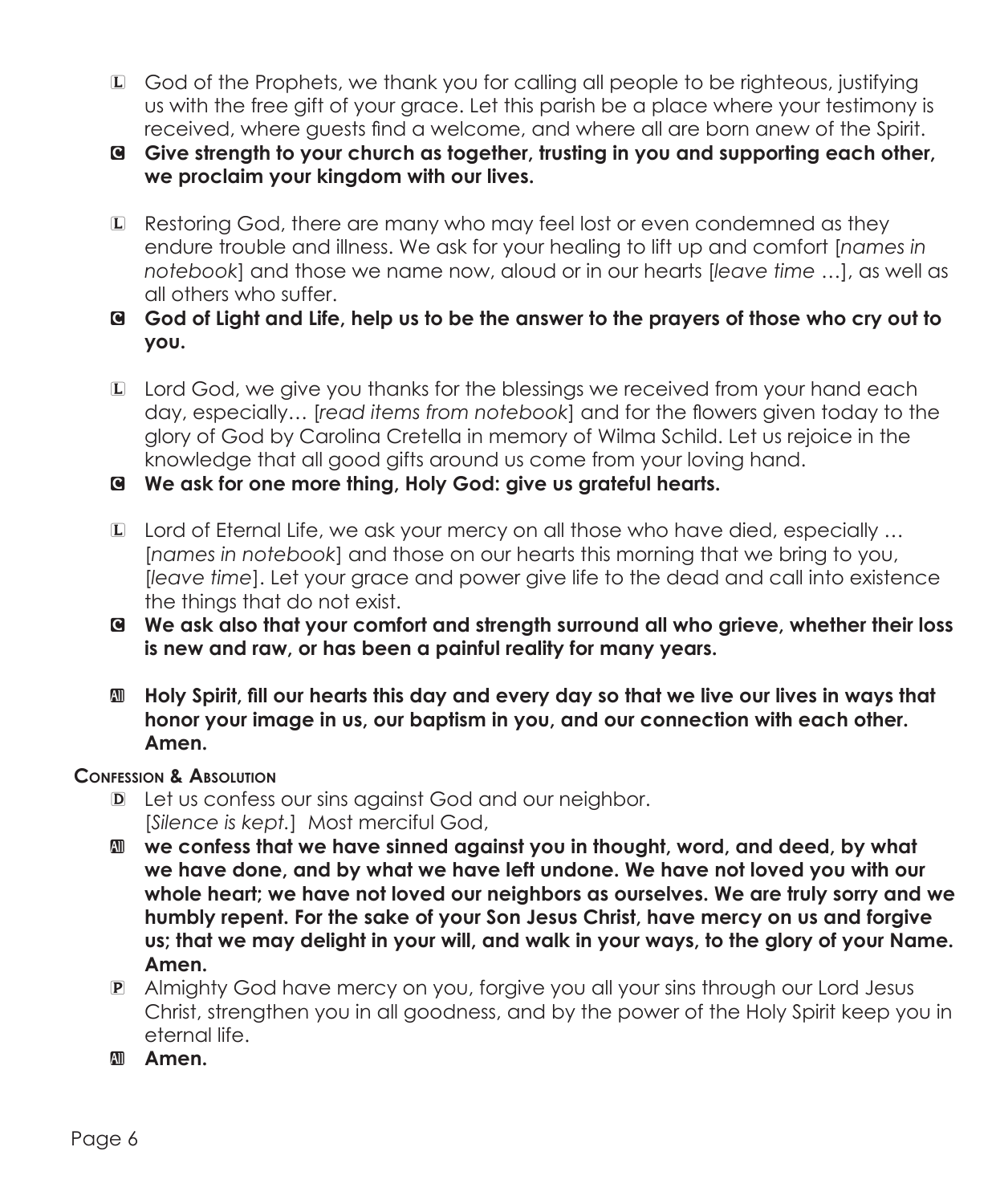L God of the Prophets, we thank you for calling all people to be righteous, justifying us with the free gift of your grace. Let this parish be a place where your testimony is received, where guests find a welcome, and where all are born anew of the Spirit.

C **Give strength to your church as together, trusting in you and supporting each other, we proclaim your kingdom with our lives.**

L Restoring God, there are many who may feel lost or even condemned as they endure trouble and illness. We ask for your healing to lift up and comfort [*names in notebook*] and those we name now, aloud or in our hearts [*leave time* …], as well as all others who suffer.

C **God of Light and Life, help us to be the answer to the prayers of those who cry out to you.**

L Lord God, we give you thanks for the blessings we received from your hand each day, especially… [*read items from notebook*] and for the flowers given today to the glory of God by Carolina Cretella in memory of Wilma Schild. Let us rejoice in the knowledge that all good gifts around us come from your loving hand.

C **We ask for one more thing, Holy God: give us grateful hearts.**

L Lord of Eternal Life, we ask your mercy on all those who have died, especially … [*names in notebook*] and those on our hearts this morning that we bring to you, [*leave time*]. Let your grace and power give life to the dead and call into existence the things that do not exist.

C **We ask also that your comfort and strength surround all who grieve, whether their loss is new and raw, or has been a painful reality for many years.**

All **Holy Spirit, fill our hearts this day and every day so that we live our lives in ways that honor your image in us, our baptism in you, and our connection with each other. Amen.**

**Confession & Absolution**

D Let us confess our sins against God and our neighbor. [*Silence is kept.*] Most merciful God,

All **we confess that we have sinned against you in thought, word, and deed, by what we have done, and by what we have left undone. We have not loved you with our whole heart; we have not loved our neighbors as ourselves. We are truly sorry and we humbly repent. For the sake of your Son Jesus Christ, have mercy on us and forgive us; that we may delight in your will, and walk in your ways, to the glory of your Name. Amen.**

P Almighty God have mercy on you, forgive you all your sins through our Lord Jesus Christ, strengthen you in all goodness, and by the power of the Holy Spirit keep you in eternal life.

All **Amen.**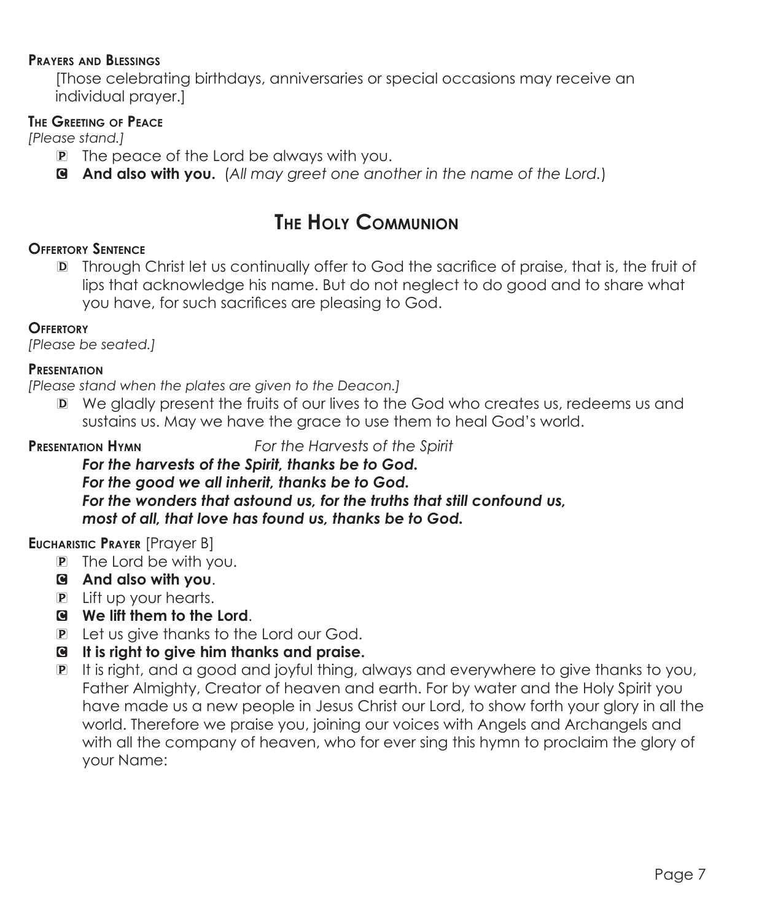**Prayers and Blessings**

[Those celebrating birthdays, anniversaries or special occasions may receive an individual prayer.]

**The Greeting of Peace**

*[Please stand.]*

P The peace of the Lord be always with you.

C **And also with you.** (*All may greet one another in the name of the Lord.*)

## The Holy Communion

**Offertory Sentence**

D Through Christ let us continually offer to God the sacrifice of praise, that is, the fruit of lips that acknowledge his name. But do not neglect to do good and to share what you have, for such sacrifices are pleasing to God.

**Offertory**

*[Please be seated.]*

**Presentation**

*[Please stand when the plates are given to the Deacon.]*

D We gladly present the fruits of our lives to the God who creates us, redeems us and sustains us. May we have the grace to use them to heal God's world.

**Presentation Hymn** *For the Harvests of the Spirit*

***For the harvests of the Spirit, thanks be to God.***
***For the good we all inherit, thanks be to God.***
***For the wonders that astound us, for the truths that still confound us,***
***most of all, that love has found us, thanks be to God.***

**Eucharistic Prayer** [Prayer B]

P The Lord be with you.

C **And also with you**.

P Lift up your hearts.

C **We lift them to the Lord**.

P Let us give thanks to the Lord our God.

C **It is right to give him thanks and praise.**

P It is right, and a good and joyful thing, always and everywhere to give thanks to you, Father Almighty, Creator of heaven and earth. For by water and the Holy Spirit you have made us a new people in Jesus Christ our Lord, to show forth your glory in all the world. Therefore we praise you, joining our voices with Angels and Archangels and with all the company of heaven, who for ever sing this hymn to proclaim the glory of your Name: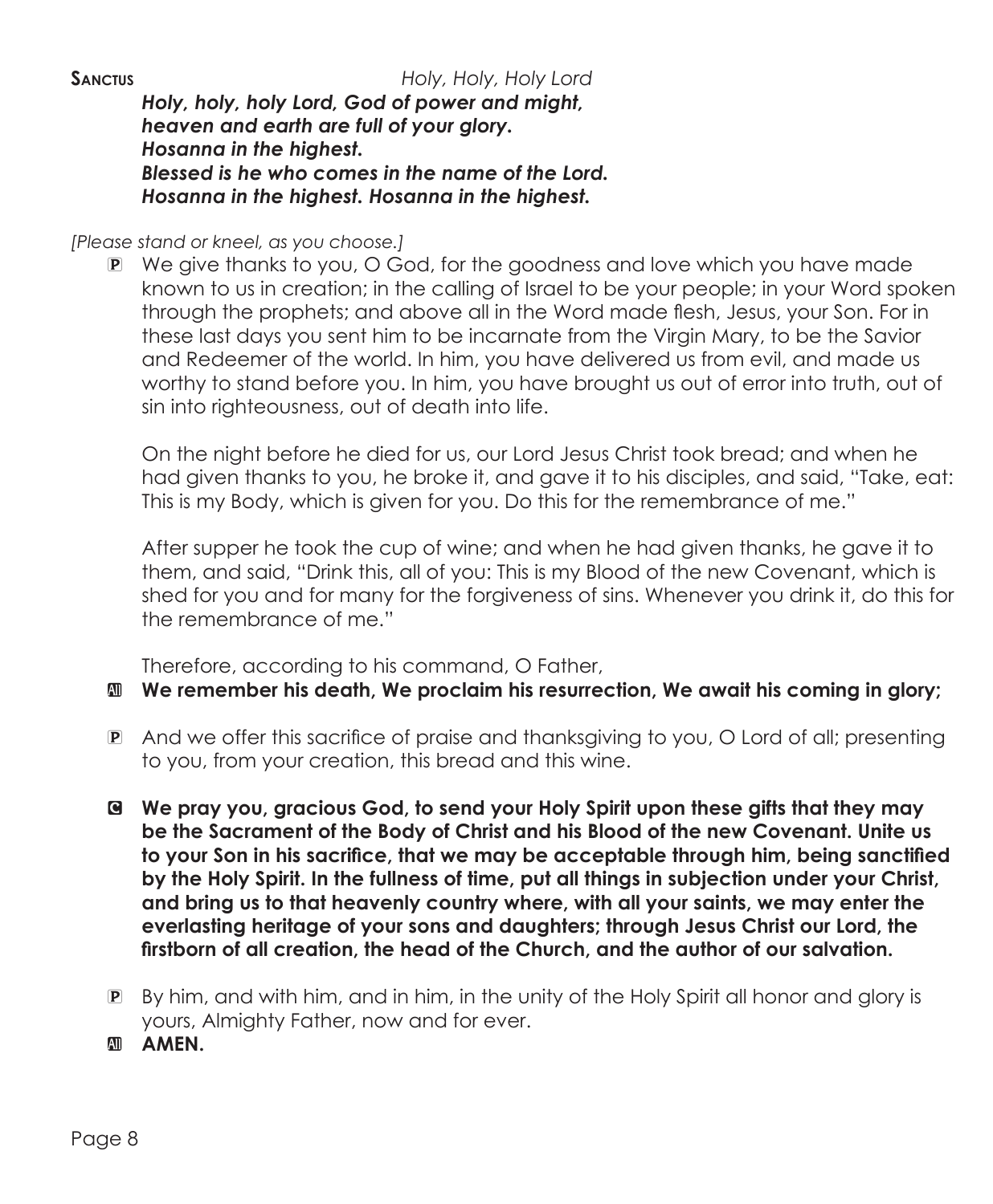**Sanctus** *Holy, Holy, Holy Lord*

***Holy, holy, holy Lord, God of power and might,***
***heaven and earth are full of your glory.***
***Hosanna in the highest.***
***Blessed is he who comes in the name of the Lord.***
***Hosanna in the highest. Hosanna in the highest.***

*[Please stand or kneel, as you choose.]*

P We give thanks to you, O God, for the goodness and love which you have made known to us in creation; in the calling of Israel to be your people; in your Word spoken through the prophets; and above all in the Word made flesh, Jesus, your Son. For in these last days you sent him to be incarnate from the Virgin Mary, to be the Savior and Redeemer of the world. In him, you have delivered us from evil, and made us worthy to stand before you. In him, you have brought us out of error into truth, out of sin into righteousness, out of death into life.

On the night before he died for us, our Lord Jesus Christ took bread; and when he had given thanks to you, he broke it, and gave it to his disciples, and said, "Take, eat: This is my Body, which is given for you. Do this for the remembrance of me."

After supper he took the cup of wine; and when he had given thanks, he gave it to them, and said, "Drink this, all of you: This is my Blood of the new Covenant, which is shed for you and for many for the forgiveness of sins. Whenever you drink it, do this for the remembrance of me."

Therefore, according to his command, O Father,

All **We remember his death, We proclaim his resurrection, We await his coming in glory;**

P And we offer this sacrifice of praise and thanksgiving to you, O Lord of all; presenting to you, from your creation, this bread and this wine.

C **We pray you, gracious God, to send your Holy Spirit upon these gifts that they may be the Sacrament of the Body of Christ and his Blood of the new Covenant. Unite us to your Son in his sacrifice, that we may be acceptable through him, being sanctified by the Holy Spirit. In the fullness of time, put all things in subjection under your Christ, and bring us to that heavenly country where, with all your saints, we may enter the everlasting heritage of your sons and daughters; through Jesus Christ our Lord, the firstborn of all creation, the head of the Church, and the author of our salvation.**

P By him, and with him, and in him, in the unity of the Holy Spirit all honor and glory is yours, Almighty Father, now and for ever.

All **AMEN.**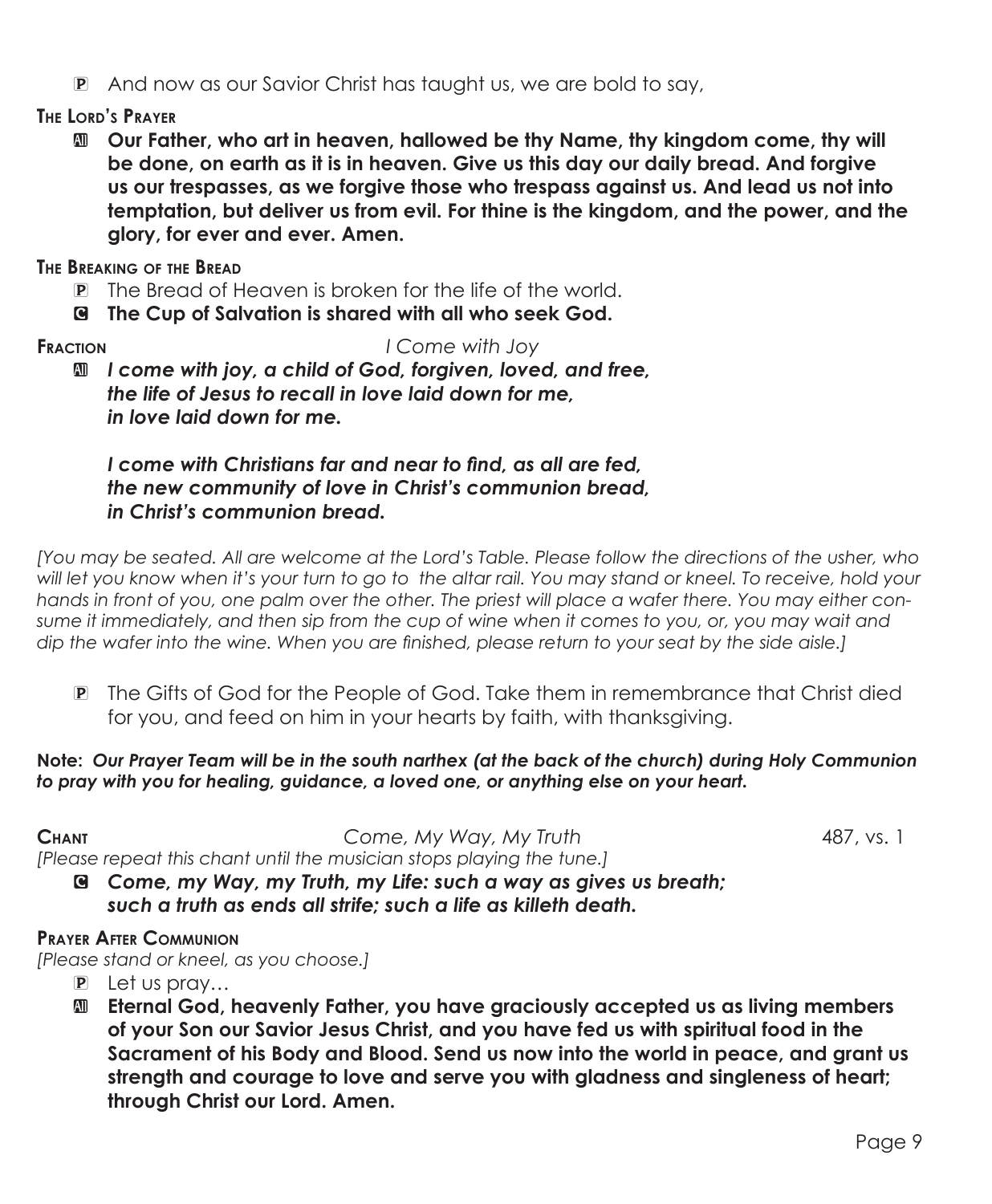P And now as our Savior Christ has taught us, we are bold to say,

**The Lord's Prayer**

**All Our Father, who art in heaven, hallowed be thy Name, thy kingdom come, thy will be done, on earth as it is in heaven. Give us this day our daily bread. And forgive us our trespasses, as we forgive those who trespass against us. And lead us not into temptation, but deliver us from evil. For thine is the kingdom, and the power, and the glory, for ever and ever. Amen.**

**The Breaking of the Bread**

P The Bread of Heaven is broken for the life of the world.

**C The Cup of Salvation is shared with all who seek God.**

**Fraction** *I Come with Joy*

**All** ***I come with joy, a child of God, forgiven, loved, and free, the life of Jesus to recall in love laid down for me, in love laid down for me.***

***I come with Christians far and near to find, as all are fed, the new community of love in Christ's communion bread, in Christ's communion bread.***

*[You may be seated. All are welcome at the Lord's Table. Please follow the directions of the usher, who will let you know when it's your turn to go to the altar rail. You may stand or kneel. To receive, hold your hands in front of you, one palm over the other. The priest will place a wafer there. You may either consume it immediately, and then sip from the cup of wine when it comes to you, or, you may wait and dip the wafer into the wine. When you are finished, please return to your seat by the side aisle.]*

P The Gifts of God for the People of God. Take them in remembrance that Christ died for you, and feed on him in your hearts by faith, with thanksgiving.

**Note:** ***Our Prayer Team will be in the south narthex (at the back of the church) during Holy Communion to pray with you for healing, guidance, a loved one, or anything else on your heart.***

**Chant** *Come, My Way, My Truth* 487, vs. 1

*[Please repeat this chant until the musician stops playing the tune.]*

**C** ***Come, my Way, my Truth, my Life: such a way as gives us breath; such a truth as ends all strife; such a life as killeth death.***

**Prayer After Communion**

*[Please stand or kneel, as you choose.]*

P Let us pray…

**All Eternal God, heavenly Father, you have graciously accepted us as living members of your Son our Savior Jesus Christ, and you have fed us with spiritual food in the Sacrament of his Body and Blood. Send us now into the world in peace, and grant us strength and courage to love and serve you with gladness and singleness of heart; through Christ our Lord. Amen.**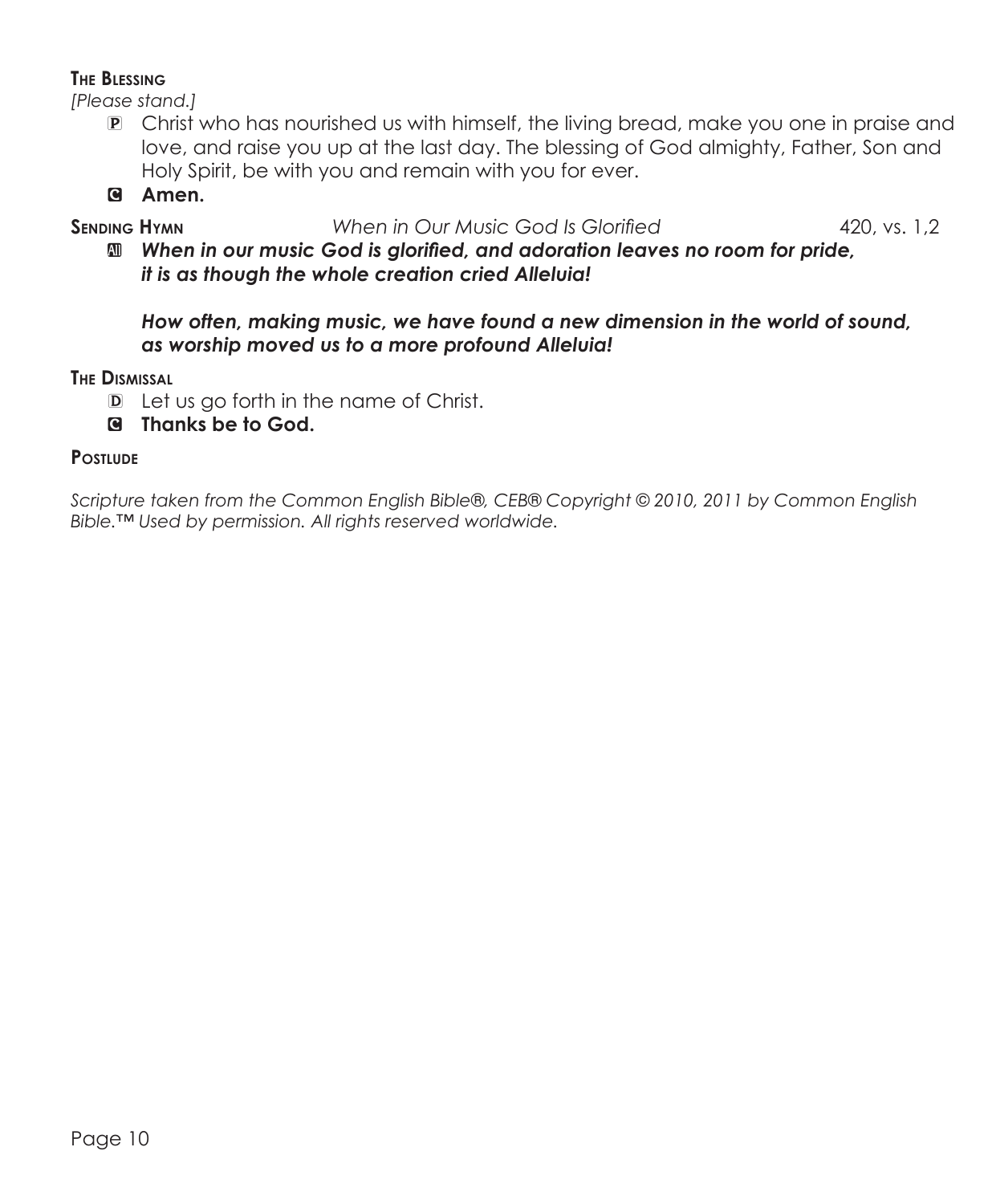**The Blessing**

*[Please stand.]*

P Christ who has nourished us with himself, the living bread, make you one in praise and love, and raise you up at the last day. The blessing of God almighty, Father, Son and Holy Spirit, be with you and remain with you for ever.

C **Amen.**

**Sending Hymn** *When in Our Music God Is Glorified* 420, vs. 1,2

All ***When in our music God is glorified, and adoration leaves no room for pride, it is as though the whole creation cried Alleluia!***

***How often, making music, we have found a new dimension in the world of sound, as worship moved us to a more profound Alleluia!***

**The Dismissal**

D Let us go forth in the name of Christ.

C **Thanks be to God.**

**Postlude**

*Scripture taken from the Common English Bible®, CEB® Copyright © 2010, 2011 by Common English Bible.™ Used by permission. All rights reserved worldwide.*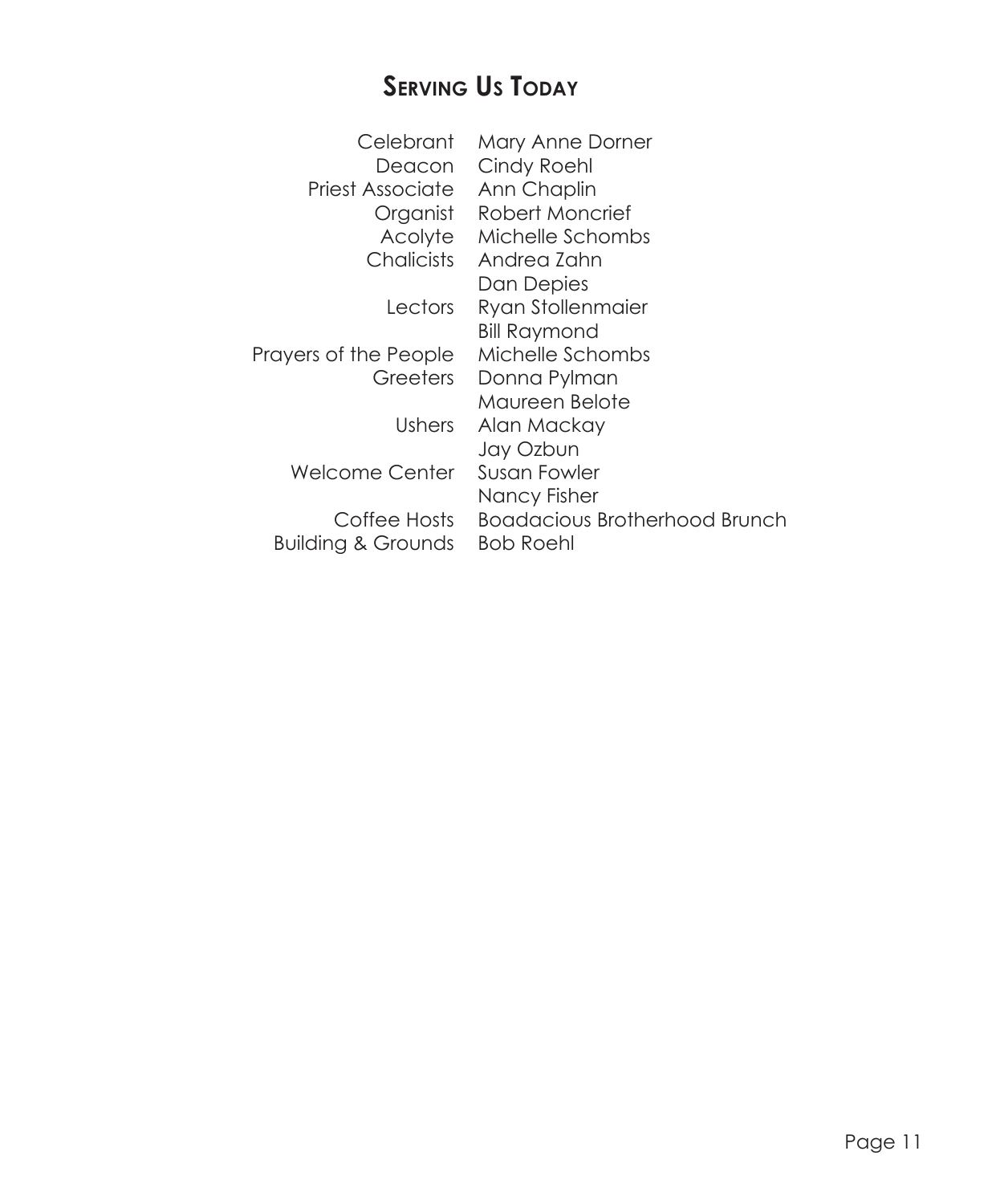## Serving Us Today

| | |
|---|---|
| Celebrant | Mary Anne Dorner |
| Deacon | Cindy Roehl |
| Priest Associate | Ann Chaplin |
| Organist | Robert Moncrief |
| Acolyte | Michelle Schombs |
| Chalicists | Andrea Zahn |
| | Dan Depies |
| Lectors | Ryan Stollenmaier |
| | Bill Raymond |
| Prayers of the People | Michelle Schombs |
| Greeters | Donna Pylman |
| | Maureen Belote |
| Ushers | Alan Mackay |
| | Jay Ozbun |
| Welcome Center | Susan Fowler |
| | Nancy Fisher |
| Coffee Hosts | Boadacious Brotherhood Brunch |
| Building & Grounds | Bob Roehl |